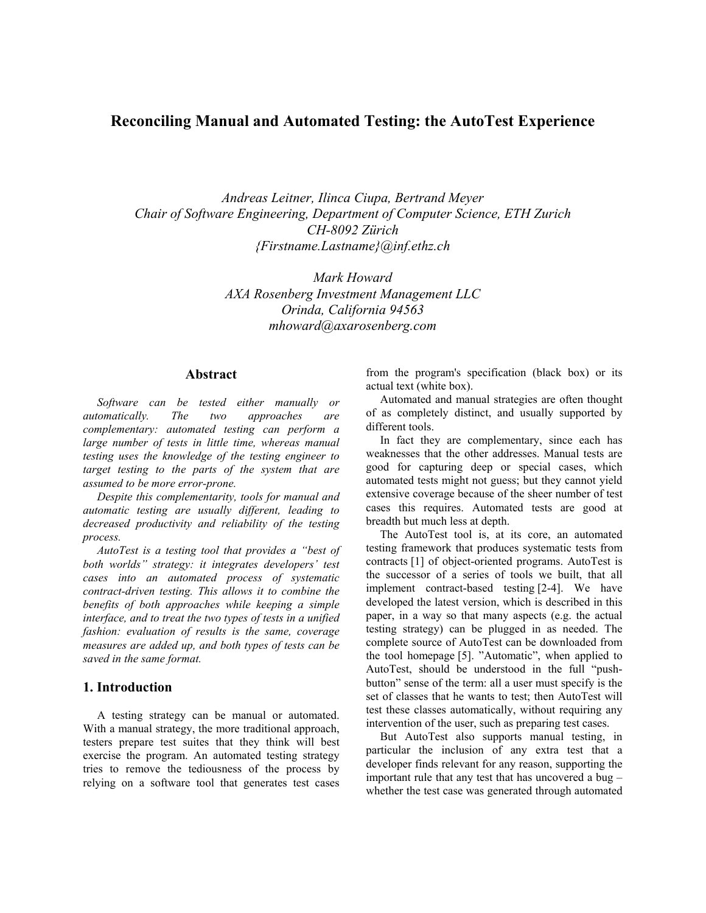# Reconciling Manual and Automated Testing: the AutoTest Experience

*Andreas Leitner, Ilinca Ciupa, Bertrand Meyer*
*Chair of Software Engineering, Department of Computer Science, ETH Zurich*
*CH-8092 Zürich*
*{Firstname.Lastname}@inf.ethz.ch*

*Mark Howard*
*AXA Rosenberg Investment Management LLC*
*Orinda, California 94563*
*mhoward@axarosenberg.com*

## Abstract

*Software can be tested either manually or automatically. The two approaches are complementary: automated testing can perform a large number of tests in little time, whereas manual testing uses the knowledge of the testing engineer to target testing to the parts of the system that are assumed to be more error-prone.*

*Despite this complementarity, tools for manual and automatic testing are usually different, leading to decreased productivity and reliability of the testing process.*

*AutoTest is a testing tool that provides a "best of both worlds" strategy: it integrates developers' test cases into an automated process of systematic contract-driven testing. This allows it to combine the benefits of both approaches while keeping a simple interface, and to treat the two types of tests in a unified fashion: evaluation of results is the same, coverage measures are added up, and both types of tests can be saved in the same format.*

## 1. Introduction

A testing strategy can be manual or automated. With a manual strategy, the more traditional approach, testers prepare test suites that they think will best exercise the program. An automated testing strategy tries to remove the tediousness of the process by relying on a software tool that generates test cases from the program's specification (black box) or its actual text (white box).

Automated and manual strategies are often thought of as completely distinct, and usually supported by different tools.

In fact they are complementary, since each has weaknesses that the other addresses. Manual tests are good for capturing deep or special cases, which automated tests might not guess; but they cannot yield extensive coverage because of the sheer number of test cases this requires. Automated tests are good at breadth but much less at depth.

The AutoTest tool is, at its core, an automated testing framework that produces systematic tests from contracts [1] of object-oriented programs. AutoTest is the successor of a series of tools we built, that all implement contract-based testing [2-4]. We have developed the latest version, which is described in this paper, in a way so that many aspects (e.g. the actual testing strategy) can be plugged in as needed. The complete source of AutoTest can be downloaded from the tool homepage [5]. "Automatic", when applied to AutoTest, should be understood in the full "push-button" sense of the term: all a user must specify is the set of classes that he wants to test; then AutoTest will test these classes automatically, without requiring any intervention of the user, such as preparing test cases.

But AutoTest also supports manual testing, in particular the inclusion of any extra test that a developer finds relevant for any reason, supporting the important rule that any test that has uncovered a bug – whether the test case was generated through automated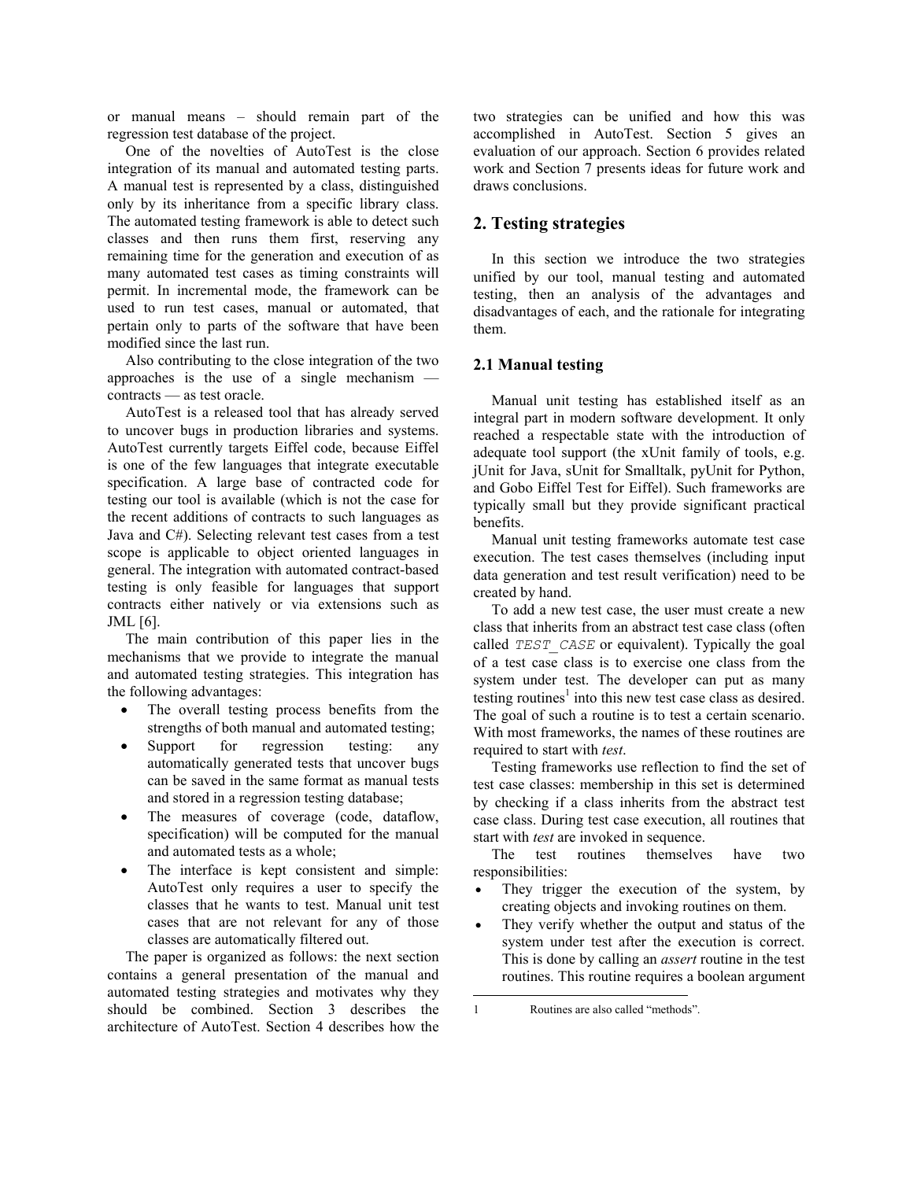or manual means – should remain part of the regression test database of the project.

One of the novelties of AutoTest is the close integration of its manual and automated testing parts. A manual test is represented by a class, distinguished only by its inheritance from a specific library class. The automated testing framework is able to detect such classes and then runs them first, reserving any remaining time for the generation and execution of as many automated test cases as timing constraints will permit. In incremental mode, the framework can be used to run test cases, manual or automated, that pertain only to parts of the software that have been modified since the last run.

Also contributing to the close integration of the two approaches is the use of a single mechanism — contracts — as test oracle.

AutoTest is a released tool that has already served to uncover bugs in production libraries and systems. AutoTest currently targets Eiffel code, because Eiffel is one of the few languages that integrate executable specification. A large base of contracted code for testing our tool is available (which is not the case for the recent additions of contracts to such languages as Java and C#). Selecting relevant test cases from a test scope is applicable to object oriented languages in general. The integration with automated contract-based testing is only feasible for languages that support contracts either natively or via extensions such as JML [6].

The main contribution of this paper lies in the mechanisms that we provide to integrate the manual and automated testing strategies. This integration has the following advantages:

- The overall testing process benefits from the strengths of both manual and automated testing;
- Support for regression testing: any automatically generated tests that uncover bugs can be saved in the same format as manual tests and stored in a regression testing database;
- The measures of coverage (code, dataflow, specification) will be computed for the manual and automated tests as a whole;
- The interface is kept consistent and simple: AutoTest only requires a user to specify the classes that he wants to test. Manual unit test cases that are not relevant for any of those classes are automatically filtered out.

The paper is organized as follows: the next section contains a general presentation of the manual and automated testing strategies and motivates why they should be combined. Section 3 describes the architecture of AutoTest. Section 4 describes how the two strategies can be unified and how this was accomplished in AutoTest. Section 5 gives an evaluation of our approach. Section 6 provides related work and Section 7 presents ideas for future work and draws conclusions.

## 2. Testing strategies

In this section we introduce the two strategies unified by our tool, manual testing and automated testing, then an analysis of the advantages and disadvantages of each, and the rationale for integrating them.

### 2.1 Manual testing

Manual unit testing has established itself as an integral part in modern software development. It only reached a respectable state with the introduction of adequate tool support (the xUnit family of tools, e.g. jUnit for Java, sUnit for Smalltalk, pyUnit for Python, and Gobo Eiffel Test for Eiffel). Such frameworks are typically small but they provide significant practical benefits.

Manual unit testing frameworks automate test case execution. The test cases themselves (including input data generation and test result verification) need to be created by hand.

To add a new test case, the user must create a new class that inherits from an abstract test case class (often called `TEST_CASE` or equivalent). Typically the goal of a test case class is to exercise one class from the system under test. The developer can put as many testing routines[1] into this new test case class as desired. The goal of such a routine is to test a certain scenario. With most frameworks, the names of these routines are required to start with *test*.

Testing frameworks use reflection to find the set of test case classes: membership in this set is determined by checking if a class inherits from the abstract test case class. During test case execution, all routines that start with *test* are invoked in sequence.

The test routines themselves have two responsibilities:

- They trigger the execution of the system, by creating objects and invoking routines on them.
- They verify whether the output and status of the system under test after the execution is correct. This is done by calling an *assert* routine in the test routines. This routine requires a boolean argument

1 Routines are also called "methods".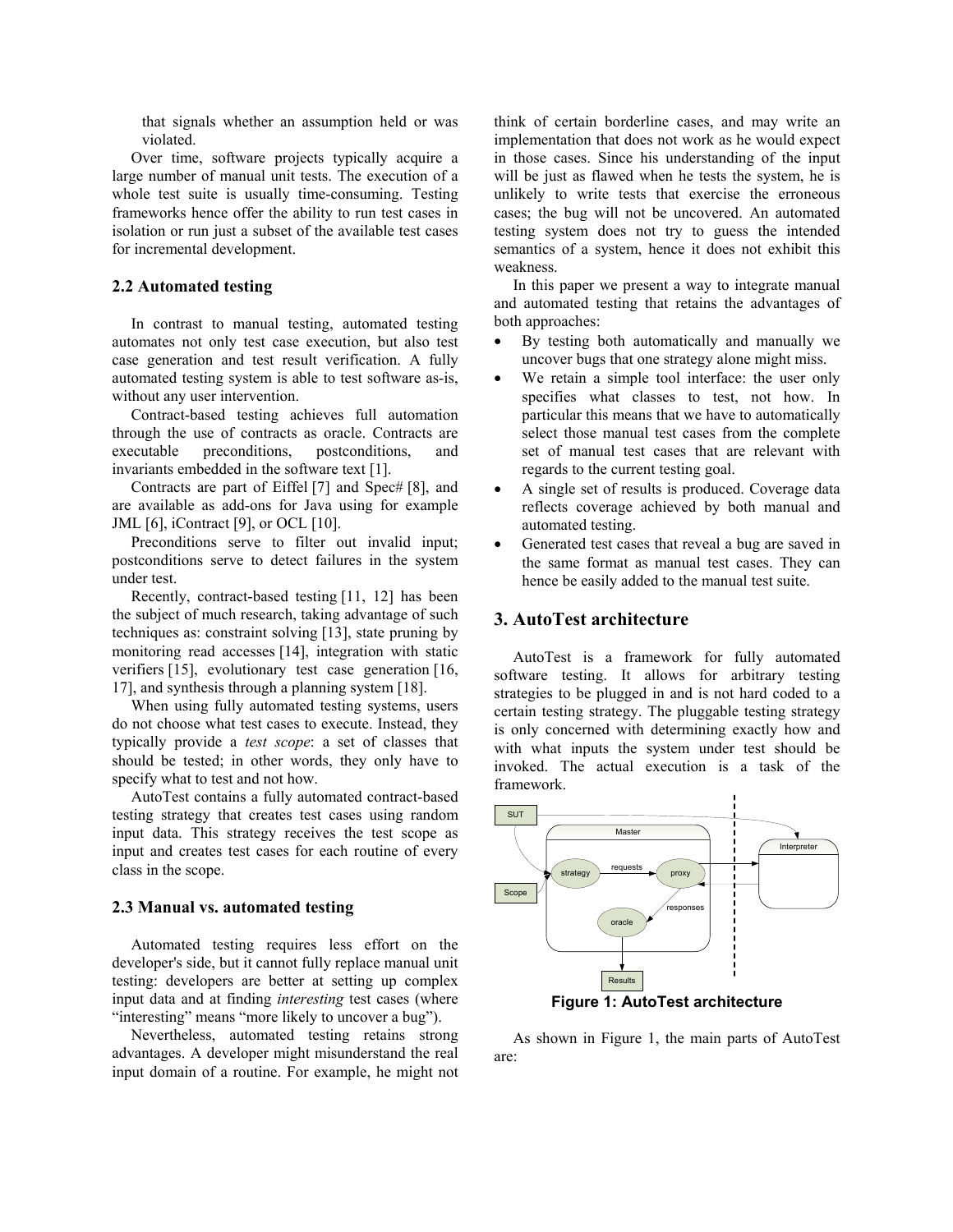that signals whether an assumption held or was violated.

Over time, software projects typically acquire a large number of manual unit tests. The execution of a whole test suite is usually time-consuming. Testing frameworks hence offer the ability to run test cases in isolation or run just a subset of the available test cases for incremental development.

### 2.2 Automated testing

In contrast to manual testing, automated testing automates not only test case execution, but also test case generation and test result verification. A fully automated testing system is able to test software as-is, without any user intervention.

Contract-based testing achieves full automation through the use of contracts as oracle. Contracts are executable preconditions, postconditions, and invariants embedded in the software text [1].

Contracts are part of Eiffel [7] and Spec# [8], and are available as add-ons for Java using for example JML [6], iContract [9], or OCL [10].

Preconditions serve to filter out invalid input; postconditions serve to detect failures in the system under test.

Recently, contract-based testing [11, 12] has been the subject of much research, taking advantage of such techniques as: constraint solving [13], state pruning by monitoring read accesses [14], integration with static verifiers [15], evolutionary test case generation [16, 17], and synthesis through a planning system [18].

When using fully automated testing systems, users do not choose what test cases to execute. Instead, they typically provide a *test scope*: a set of classes that should be tested; in other words, they only have to specify what to test and not how.

AutoTest contains a fully automated contract-based testing strategy that creates test cases using random input data. This strategy receives the test scope as input and creates test cases for each routine of every class in the scope.

### 2.3 Manual vs. automated testing

Automated testing requires less effort on the developer's side, but it cannot fully replace manual unit testing: developers are better at setting up complex input data and at finding *interesting* test cases (where "interesting" means "more likely to uncover a bug").

Nevertheless, automated testing retains strong advantages. A developer might misunderstand the real input domain of a routine. For example, he might not think of certain borderline cases, and may write an implementation that does not work as he would expect in those cases. Since his understanding of the input will be just as flawed when he tests the system, he is unlikely to write tests that exercise the erroneous cases; the bug will not be uncovered. An automated testing system does not try to guess the intended semantics of a system, hence it does not exhibit this weakness.

In this paper we present a way to integrate manual and automated testing that retains the advantages of both approaches:

- By testing both automatically and manually we uncover bugs that one strategy alone might miss.
- We retain a simple tool interface: the user only specifies what classes to test, not how. In particular this means that we have to automatically select those manual test cases from the complete set of manual test cases that are relevant with regards to the current testing goal.
- A single set of results is produced. Coverage data reflects coverage achieved by both manual and automated testing.
- Generated test cases that reveal a bug are saved in the same format as manual test cases. They can hence be easily added to the manual test suite.

## 3. AutoTest architecture

AutoTest is a framework for fully automated software testing. It allows for arbitrary testing strategies to be plugged in and is not hard coded to a certain testing strategy. The pluggable testing strategy is only concerned with determining exactly how and with what inputs the system under test should be invoked. The actual execution is a task of the framework.

**Figure 1: AutoTest architecture**

As shown in Figure 1, the main parts of AutoTest are: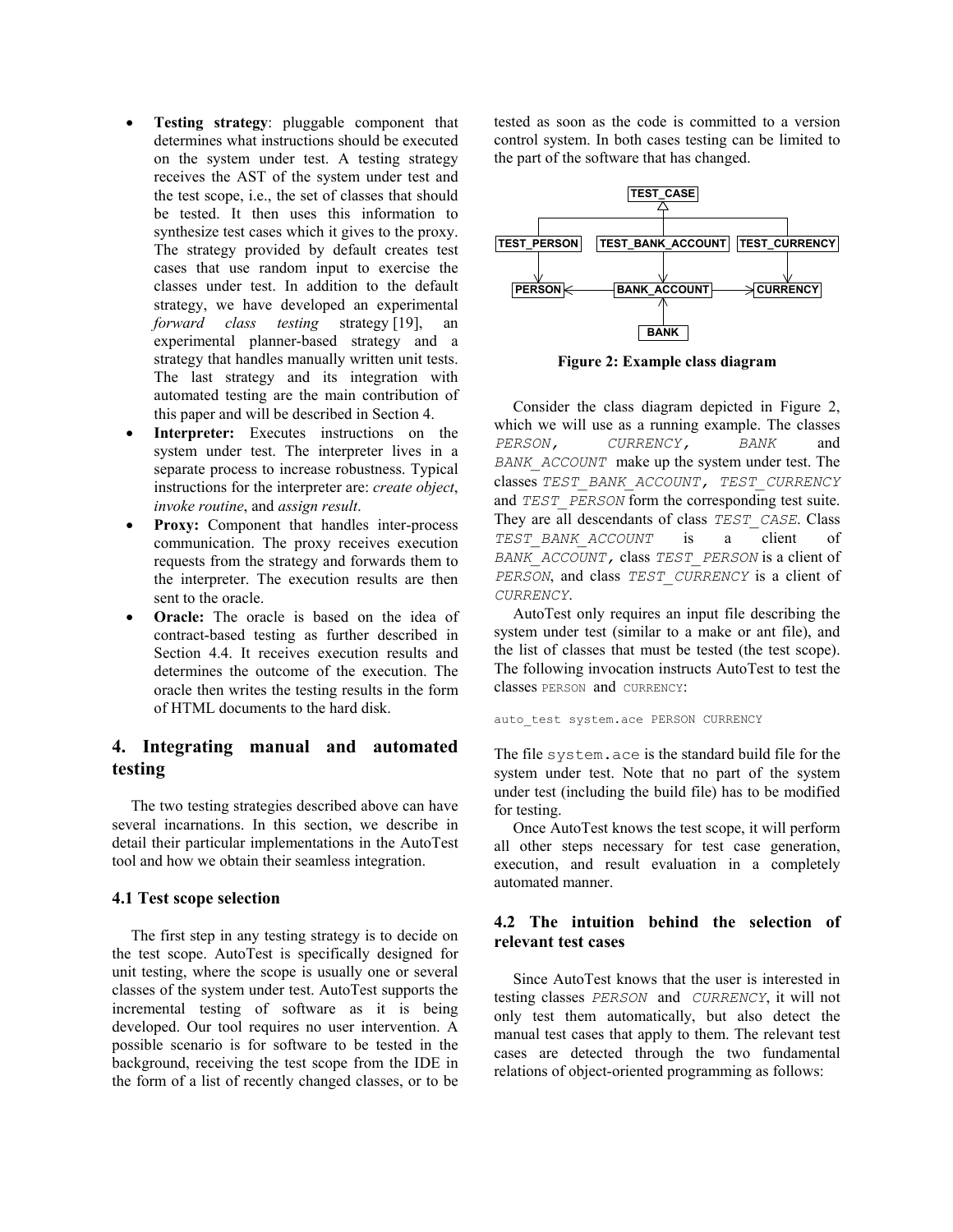- **Testing strategy**: pluggable component that determines what instructions should be executed on the system under test. A testing strategy receives the AST of the system under test and the test scope, i.e., the set of classes that should be tested. It then uses this information to synthesize test cases which it gives to the proxy. The strategy provided by default creates test cases that use random input to exercise the classes under test. In addition to the default strategy, we have developed an experimental *forward class testing* strategy [19], an experimental planner-based strategy and a strategy that handles manually written unit tests. The last strategy and its integration with automated testing are the main contribution of this paper and will be described in Section 4.
- **Interpreter:** Executes instructions on the system under test. The interpreter lives in a separate process to increase robustness. Typical instructions for the interpreter are: *create object*, *invoke routine*, and *assign result*.
- **Proxy:** Component that handles inter-process communication. The proxy receives execution requests from the strategy and forwards them to the interpreter. The execution results are then sent to the oracle.
- **Oracle:** The oracle is based on the idea of contract-based testing as further described in Section 4.4. It receives execution results and determines the outcome of the execution. The oracle then writes the testing results in the form of HTML documents to the hard disk.

## 4. Integrating manual and automated testing

The two testing strategies described above can have several incarnations. In this section, we describe in detail their particular implementations in the AutoTest tool and how we obtain their seamless integration.

### 4.1 Test scope selection

The first step in any testing strategy is to decide on the test scope. AutoTest is specifically designed for unit testing, where the scope is usually one or several classes of the system under test. AutoTest supports the incremental testing of software as it is being developed. Our tool requires no user intervention. A possible scenario is for software to be tested in the background, receiving the test scope from the IDE in the form of a list of recently changed classes, or to be tested as soon as the code is committed to a version control system. In both cases testing can be limited to the part of the software that has changed.

TEST_CASE

TEST_PERSON | TEST_BANK_ACCOUNT | TEST_CURRENCY

PERSON | BANK_ACCOUNT | CURRENCY

BANK

**Figure 2: Example class diagram**

Consider the class diagram depicted in Figure 2, which we will use as a running example. The classes *PERSON*, *CURRENCY*, *BANK* and *BANK_ACCOUNT* make up the system under test. The classes *TEST_BANK_ACCOUNT*, *TEST_CURRENCY* and *TEST_PERSON* form the corresponding test suite. They are all descendants of class *TEST_CASE*. Class *TEST_BANK_ACCOUNT* is a client of *BANK_ACCOUNT*, class *TEST_PERSON* is a client of *PERSON*, and class *TEST_CURRENCY* is a client of *CURRENCY*.

AutoTest only requires an input file describing the system under test (similar to a make or ant file), and the list of classes that must be tested (the test scope). The following invocation instructs AutoTest to test the classes PERSON and CURRENCY:

```
auto_test system.ace PERSON CURRENCY
```

The file `system.ace` is the standard build file for the system under test. Note that no part of the system under test (including the build file) has to be modified for testing.

Once AutoTest knows the test scope, it will perform all other steps necessary for test case generation, execution, and result evaluation in a completely automated manner.

### 4.2 The intuition behind the selection of relevant test cases

Since AutoTest knows that the user is interested in testing classes *PERSON* and *CURRENCY*, it will not only test them automatically, but also detect the manual test cases that apply to them. The relevant test cases are detected through the two fundamental relations of object-oriented programming as follows: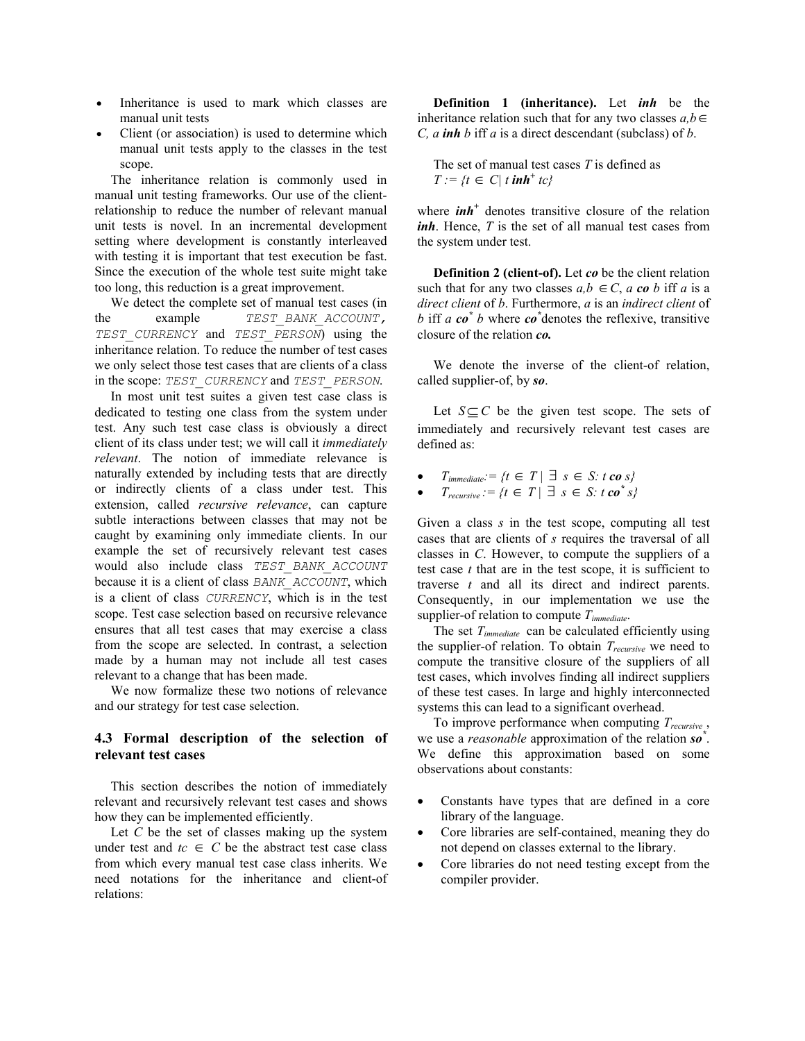- Inheritance is used to mark which classes are manual unit tests
- Client (or association) is used to determine which manual unit tests apply to the classes in the test scope.

The inheritance relation is commonly used in manual unit testing frameworks. Our use of the client-relationship to reduce the number of relevant manual unit tests is novel. In an incremental development setting where development is constantly interleaved with testing it is important that test execution be fast. Since the execution of the whole test suite might take too long, this reduction is a great improvement.

We detect the complete set of manual test cases (in the example `TEST_BANK_ACCOUNT`, `TEST_CURRENCY` and `TEST_PERSON`) using the inheritance relation. To reduce the number of test cases we only select those test cases that are clients of a class in the scope: `TEST_CURRENCY` and `TEST_PERSON`.

In most unit test suites a given test case class is dedicated to testing one class from the system under test. Any such test case class is obviously a direct client of its class under test; we will call it *immediately relevant*. The notion of immediate relevance is naturally extended by including tests that are directly or indirectly clients of a class under test. This extension, called *recursive relevance*, can capture subtle interactions between classes that may not be caught by examining only immediate clients. In our example the set of recursively relevant test cases would also include class `TEST_BANK_ACCOUNT` because it is a client of class `BANK_ACCOUNT`, which is a client of class `CURRENCY`, which is in the test scope. Test case selection based on recursive relevance ensures that all test cases that may exercise a class from the scope are selected. In contrast, a selection made by a human may not include all test cases relevant to a change that has been made.

We now formalize these two notions of relevance and our strategy for test case selection.

### 4.3 Formal description of the selection of relevant test cases

This section describes the notion of immediately relevant and recursively relevant test cases and shows how they can be implemented efficiently.

Let $C$ be the set of classes making up the system under test and $tc \in C$ be the abstract test case class from which every manual test case class inherits. We need notations for the inheritance and client-of relations:

**Definition 1 (inheritance).** Let ***inh*** be the inheritance relation such that for any two classes $a,b \in C$, $a$ ***inh*** $b$ iff $a$ is a direct descendant (subclass) of $b$.

The set of manual test cases $T$ is defined as
$T := \{t \in C \mid t \; \textbf{inh}^{+} \; tc\}$

where $\textbf{inh}^{+}$ denotes transitive closure of the relation ***inh***. Hence, $T$ is the set of all manual test cases from the system under test.

**Definition 2 (client-of).** Let ***co*** be the client relation such that for any two classes $a,b \in C$, $a$ ***co*** $b$ iff $a$ is a *direct client* of $b$. Furthermore, $a$ is an *indirect client* of $b$ iff $a \; \textbf{co}^{*} \; b$ where $\textbf{co}^{*}$ denotes the reflexive, transitive closure of the relation ***co***.

We denote the inverse of the client-of relation, called supplier-of, by ***so***.

Let $S \subseteq C$ be the given test scope. The sets of immediately and recursively relevant test cases are defined as:

- $T_{immediate} := \{t \in T \mid \exists \; s \in S: t \; \textbf{co} \; s\}$
- $T_{recursive} := \{t \in T \mid \exists \; s \in S: t \; \textbf{co}^{*} \; s\}$

Given a class $s$ in the test scope, computing all test cases that are clients of $s$ requires the traversal of all classes in $C$. However, to compute the suppliers of a test case $t$ that are in the test scope, it is sufficient to traverse $t$ and all its direct and indirect parents. Consequently, in our implementation we use the supplier-of relation to compute $T_{immediate}$.

The set $T_{immediate}$ can be calculated efficiently using the supplier-of relation. To obtain $T_{recursive}$ we need to compute the transitive closure of the suppliers of all test cases, which involves finding all indirect suppliers of these test cases. In large and highly interconnected systems this can lead to a significant overhead.

To improve performance when computing $T_{recursive}$, we use a *reasonable* approximation of the relation $\textbf{so}^{*}$. We define this approximation based on some observations about constants:

- Constants have types that are defined in a core library of the language.
- Core libraries are self-contained, meaning they do not depend on classes external to the library.
- Core libraries do not need testing except from the compiler provider.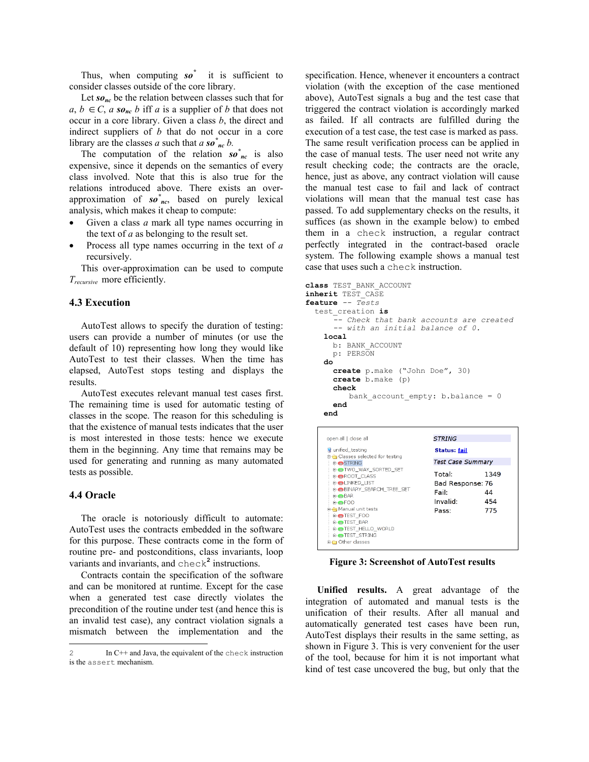Thus, when computing $so^*$ it is sufficient to consider classes outside of the core library.

Let $so_{nc}$ be the relation between classes such that for $a, b \in C$, $a\ so_{nc}\ b$ iff $a$ is a supplier of $b$ that does not occur in a core library. Given a class $b$, the direct and indirect suppliers of $b$ that do not occur in a core library are the classes $a$ such that $a\ so^*_{nc}\ b$.

The computation of the relation $so^*_{nc}$ is also expensive, since it depends on the semantics of every class involved. Note that this is also true for the relations introduced above. There exists an over-approximation of $so^*_{nc}$, based on purely lexical analysis, which makes it cheap to compute:

- Given a class *a* mark all type names occurring in the text of *a* as belonging to the result set.
- Process all type names occurring in the text of *a* recursively.

This over-approximation can be used to compute $T_{recursive}$ more efficiently.

### 4.3 Execution

AutoTest allows to specify the duration of testing: users can provide a number of minutes (or use the default of 10) representing how long they would like AutoTest to test their classes. When the time has elapsed, AutoTest stops testing and displays the results.

AutoTest executes relevant manual test cases first. The remaining time is used for automatic testing of classes in the scope. The reason for this scheduling is that the existence of manual tests indicates that the user is most interested in those tests: hence we execute them in the beginning. Any time that remains may be used for generating and running as many automated tests as possible.

### 4.4 Oracle

The oracle is notoriously difficult to automate: AutoTest uses the contracts embedded in the software for this purpose. These contracts come in the form of routine pre- and postconditions, class invariants, loop variants and invariants, and `check`[2] instructions.

Contracts contain the specification of the software and can be monitored at runtime. Except for the case when a generated test case directly violates the precondition of the routine under test (and hence this is an invalid test case), any contract violation signals a mismatch between the implementation and the specification. Hence, whenever it encounters a contract violation (with the exception of the case mentioned above), AutoTest signals a bug and the test case that triggered the contract violation is accordingly marked as failed. If all contracts are fulfilled during the execution of a test case, the test case is marked as pass. The same result verification process can be applied in the case of manual tests. The user need not write any result checking code; the contracts are the oracle, hence, just as above, any contract violation will cause the manual test case to fail and lack of contract violations will mean that the manual test case has passed. To add supplementary checks on the results, it suffices (as shown in the example below) to embed them in a `check` instruction, a regular contract perfectly integrated in the contract-based oracle system. The following example shows a manual test case that uses such a `check` instruction.

```
class TEST_BANK_ACCOUNT
inherit TEST_CASE
feature -- Tests
  test_creation is
      -- Check that bank accounts are created
      -- with an initial balance of 0.
    local
      b: BANK_ACCOUNT
      p: PERSON
    do
      create p.make ("John Doe", 30)
      create b.make (p)
      check
          bank_account_empty: b.balance = 0
      end
    end
```

open all | close all

unified_testing
Classes selected for testing
STRING
TWO_WAY_SORTED_SET
ROOT_CLASS
LINKED_LIST
BINARY_SEARCH_TREE_SET
BAR
FOO
Manual unit tests
TEST_FOO
TEST_BAR
TEST_HELLO_WORLD
TEST_STRING
Other classes

STRING
Status: fail
Test Case Summary
Total: 1349
Bad Response: 76
Fail: 44
Invalid: 454
Pass: 775

**Figure 3: Screenshot of AutoTest results**

**Unified results.** A great advantage of the integration of automated and manual tests is the unification of their results. After all manual and automatically generated test cases have been run, AutoTest displays their results in the same setting, as shown in Figure 3. This is very convenient for the user of the tool, because for him it is not important what kind of test case uncovered the bug, but only that the

2 In C++ and Java, the equivalent of the `check` instruction is the `assert` mechanism.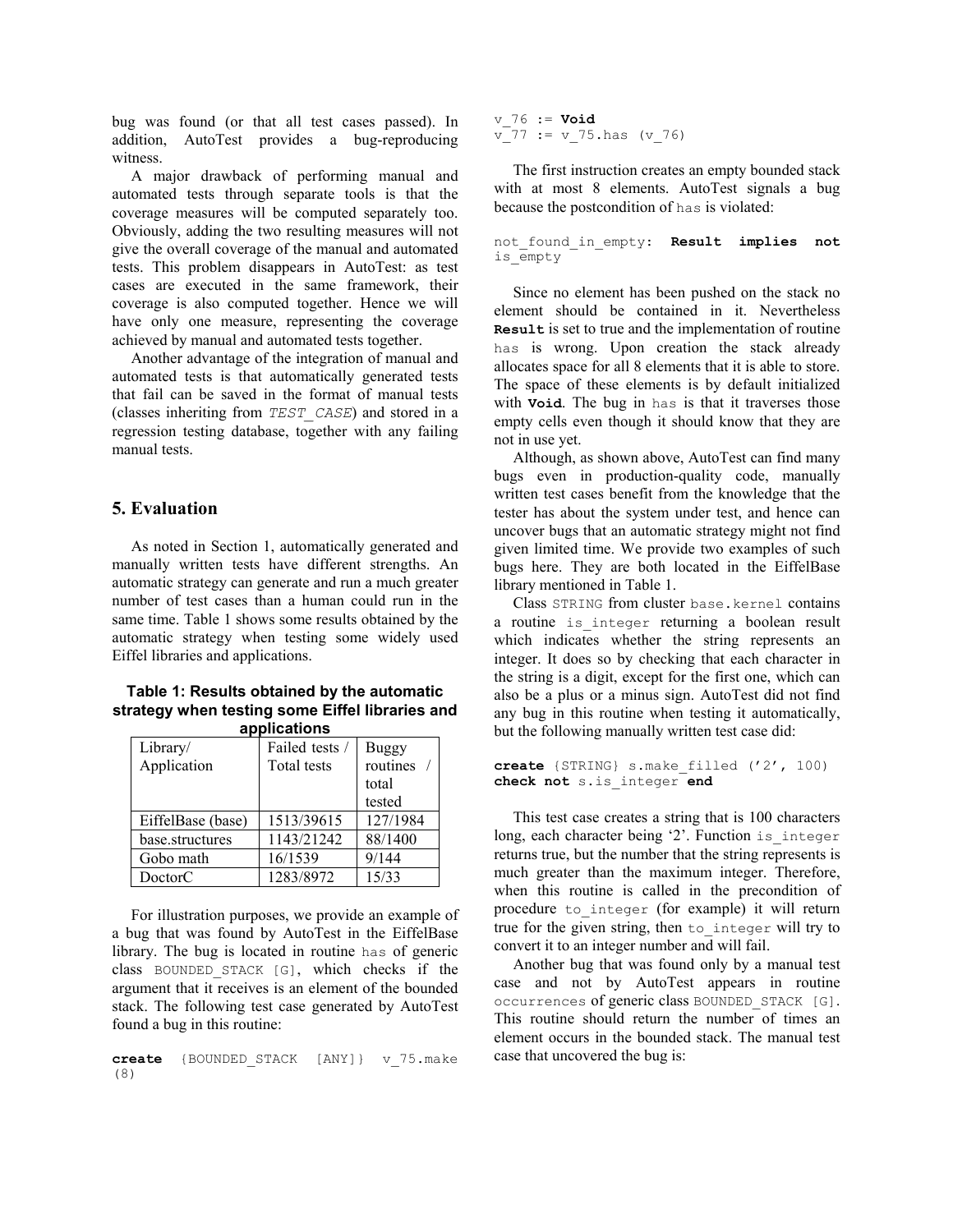bug was found (or that all test cases passed). In addition, AutoTest provides a bug-reproducing witness.

A major drawback of performing manual and automated tests through separate tools is that the coverage measures will be computed separately too. Obviously, adding the two resulting measures will not give the overall coverage of the manual and automated tests. This problem disappears in AutoTest: as test cases are executed in the same framework, their coverage is also computed together. Hence we will have only one measure, representing the coverage achieved by manual and automated tests together.

Another advantage of the integration of manual and automated tests is that automatically generated tests that fail can be saved in the format of manual tests (classes inheriting from *TEST_CASE*) and stored in a regression testing database, together with any failing manual tests.

## 5. Evaluation

As noted in Section 1, automatically generated and manually written tests have different strengths. An automatic strategy can generate and run a much greater number of test cases than a human could run in the same time. Table 1 shows some results obtained by the automatic strategy when testing some widely used Eiffel libraries and applications.

**Table 1: Results obtained by the automatic strategy when testing some Eiffel libraries and applications**

| Library/ Application | Failed tests / Total tests | Buggy routines / total tested |
|---|---|---|
| EiffelBase (base) | 1513/39615 | 127/1984 |
| base.structures | 1143/21242 | 88/1400 |
| Gobo math | 16/1539 | 9/144 |
| DoctorC | 1283/8972 | 15/33 |

For illustration purposes, we provide an example of a bug that was found by AutoTest in the EiffelBase library. The bug is located in routine `has` of generic class `BOUNDED_STACK [G]`, which checks if the argument that it receives is an element of the bounded stack. The following test case generated by AutoTest found a bug in this routine:

```
create {BOUNDED_STACK [ANY]} v_75.make (8)
v_76 := Void
v_77 := v_75.has (v_76)
```

The first instruction creates an empty bounded stack with at most 8 elements. AutoTest signals a bug because the postcondition of `has` is violated:

```
not_found_in_empty: Result implies not is_empty
```

Since no element has been pushed on the stack no element should be contained in it. Nevertheless **`Result`** is set to true and the implementation of routine `has` is wrong. Upon creation the stack already allocates space for all 8 elements that it is able to store. The space of these elements is by default initialized with **`Void`**. The bug in `has` is that it traverses those empty cells even though it should know that they are not in use yet.

Although, as shown above, AutoTest can find many bugs even in production-quality code, manually written test cases benefit from the knowledge that the tester has about the system under test, and hence can uncover bugs that an automatic strategy might not find given limited time. We provide two examples of such bugs here. They are both located in the EiffelBase library mentioned in Table 1.

Class `STRING` from cluster `base.kernel` contains a routine `is_integer` returning a boolean result which indicates whether the string represents an integer. It does so by checking that each character in the string is a digit, except for the first one, which can also be a plus or a minus sign. AutoTest did not find any bug in this routine when testing it automatically, but the following manually written test case did:

```
create {STRING} s.make_filled ('2', 100)
check not s.is_integer end
```

This test case creates a string that is 100 characters long, each character being '2'. Function `is_integer` returns true, but the number that the string represents is much greater than the maximum integer. Therefore, when this routine is called in the precondition of procedure `to_integer` (for example) it will return true for the given string, then `to_integer` will try to convert it to an integer number and will fail.

Another bug that was found only by a manual test case and not by AutoTest appears in routine `occurrences` of generic class `BOUNDED_STACK [G]`. This routine should return the number of times an element occurs in the bounded stack. The manual test case that uncovered the bug is: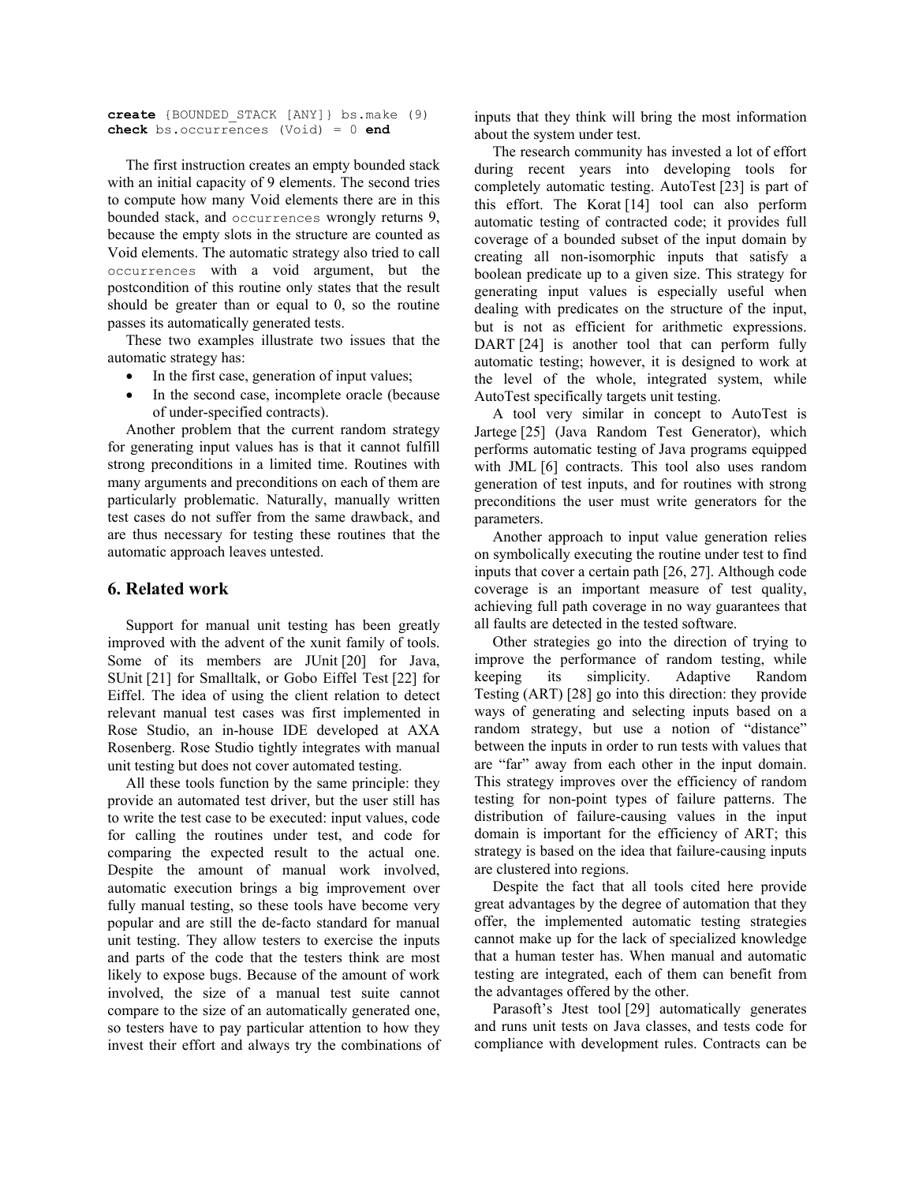```
create {BOUNDED_STACK [ANY]} bs.make (9)
check bs.occurrences (Void) = 0 end
```

The first instruction creates an empty bounded stack with an initial capacity of 9 elements. The second tries to compute how many Void elements there are in this bounded stack, and `occurrences` wrongly returns 9, because the empty slots in the structure are counted as Void elements. The automatic strategy also tried to call `occurrences` with a void argument, but the postcondition of this routine only states that the result should be greater than or equal to 0, so the routine passes its automatically generated tests.

These two examples illustrate two issues that the automatic strategy has:

- In the first case, generation of input values;
- In the second case, incomplete oracle (because of under-specified contracts).

Another problem that the current random strategy for generating input values has is that it cannot fulfill strong preconditions in a limited time. Routines with many arguments and preconditions on each of them are particularly problematic. Naturally, manually written test cases do not suffer from the same drawback, and are thus necessary for testing these routines that the automatic approach leaves untested.

## 6. Related work

Support for manual unit testing has been greatly improved with the advent of the xunit family of tools. Some of its members are JUnit [20] for Java, SUnit [21] for Smalltalk, or Gobo Eiffel Test [22] for Eiffel. The idea of using the client relation to detect relevant manual test cases was first implemented in Rose Studio, an in-house IDE developed at AXA Rosenberg. Rose Studio tightly integrates with manual unit testing but does not cover automated testing.

All these tools function by the same principle: they provide an automated test driver, but the user still has to write the test case to be executed: input values, code for calling the routines under test, and code for comparing the expected result to the actual one. Despite the amount of manual work involved, automatic execution brings a big improvement over fully manual testing, so these tools have become very popular and are still the de-facto standard for manual unit testing. They allow testers to exercise the inputs and parts of the code that the testers think are most likely to expose bugs. Because of the amount of work involved, the size of a manual test suite cannot compare to the size of an automatically generated one, so testers have to pay particular attention to how they invest their effort and always try the combinations of inputs that they think will bring the most information about the system under test.

The research community has invested a lot of effort during recent years into developing tools for completely automatic testing. AutoTest [23] is part of this effort. The Korat [14] tool can also perform automatic testing of contracted code; it provides full coverage of a bounded subset of the input domain by creating all non-isomorphic inputs that satisfy a boolean predicate up to a given size. This strategy for generating input values is especially useful when dealing with predicates on the structure of the input, but is not as efficient for arithmetic expressions. DART [24] is another tool that can perform fully automatic testing; however, it is designed to work at the level of the whole, integrated system, while AutoTest specifically targets unit testing.

A tool very similar in concept to AutoTest is Jartege [25] (Java Random Test Generator), which performs automatic testing of Java programs equipped with JML [6] contracts. This tool also uses random generation of test inputs, and for routines with strong preconditions the user must write generators for the parameters.

Another approach to input value generation relies on symbolically executing the routine under test to find inputs that cover a certain path [26, 27]. Although code coverage is an important measure of test quality, achieving full path coverage in no way guarantees that all faults are detected in the tested software.

Other strategies go into the direction of trying to improve the performance of random testing, while keeping its simplicity. Adaptive Random Testing (ART) [28] go into this direction: they provide ways of generating and selecting inputs based on a random strategy, but use a notion of "distance" between the inputs in order to run tests with values that are "far" away from each other in the input domain. This strategy improves over the efficiency of random testing for non-point types of failure patterns. The distribution of failure-causing values in the input domain is important for the efficiency of ART; this strategy is based on the idea that failure-causing inputs are clustered into regions.

Despite the fact that all tools cited here provide great advantages by the degree of automation that they offer, the implemented automatic testing strategies cannot make up for the lack of specialized knowledge that a human tester has. When manual and automatic testing are integrated, each of them can benefit from the advantages offered by the other.

Parasoft's Jtest tool [29] automatically generates and runs unit tests on Java classes, and tests code for compliance with development rules. Contracts can be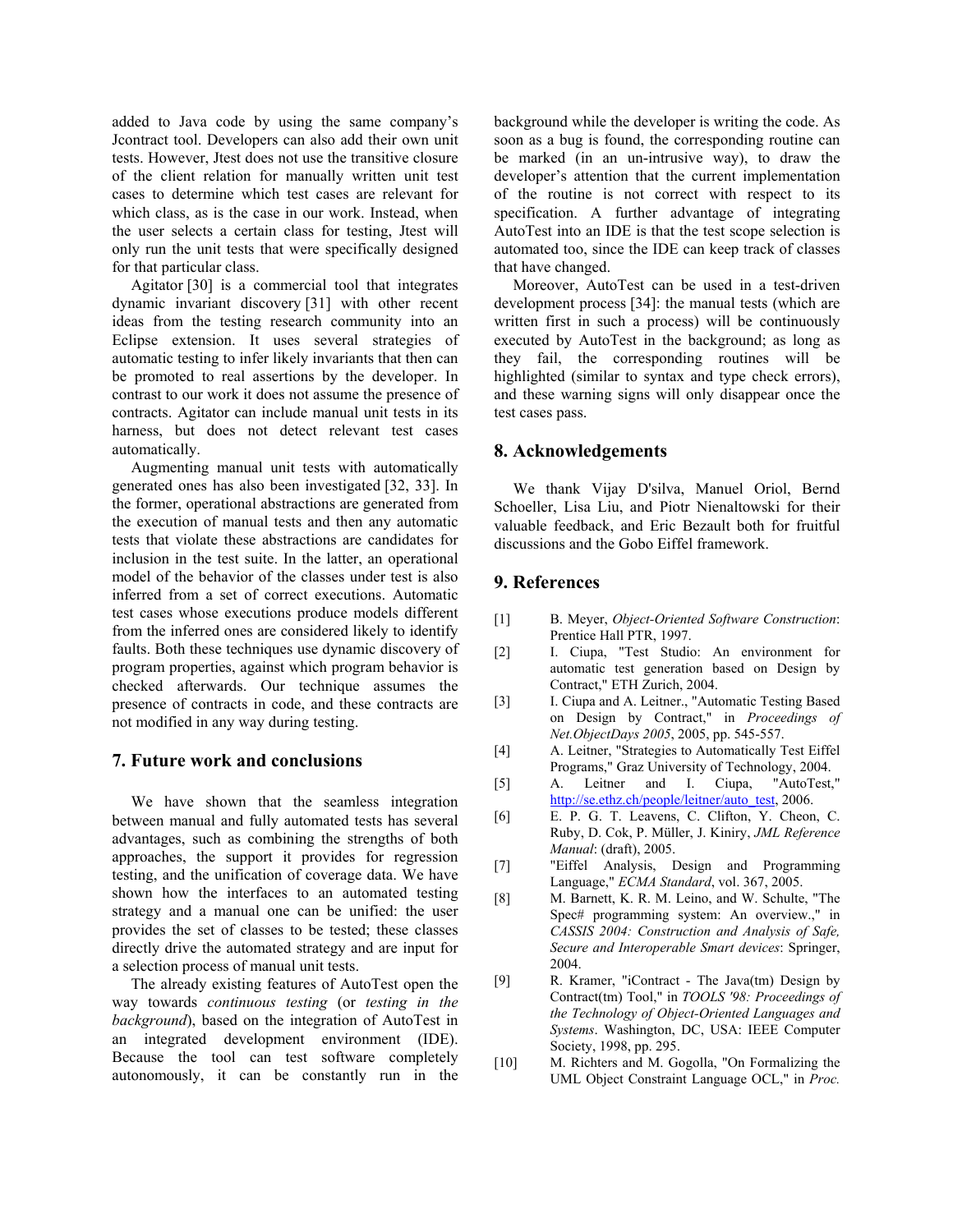added to Java code by using the same company's Jcontract tool. Developers can also add their own unit tests. However, Jtest does not use the transitive closure of the client relation for manually written unit test cases to determine which test cases are relevant for which class, as is the case in our work. Instead, when the user selects a certain class for testing, Jtest will only run the unit tests that were specifically designed for that particular class.

Agitator [30] is a commercial tool that integrates dynamic invariant discovery [31] with other recent ideas from the testing research community into an Eclipse extension. It uses several strategies of automatic testing to infer likely invariants that then can be promoted to real assertions by the developer. In contrast to our work it does not assume the presence of contracts. Agitator can include manual unit tests in its harness, but does not detect relevant test cases automatically.

Augmenting manual unit tests with automatically generated ones has also been investigated [32, 33]. In the former, operational abstractions are generated from the execution of manual tests and then any automatic tests that violate these abstractions are candidates for inclusion in the test suite. In the latter, an operational model of the behavior of the classes under test is also inferred from a set of correct executions. Automatic test cases whose executions produce models different from the inferred ones are considered likely to identify faults. Both these techniques use dynamic discovery of program properties, against which program behavior is checked afterwards. Our technique assumes the presence of contracts in code, and these contracts are not modified in any way during testing.

## 7. Future work and conclusions

We have shown that the seamless integration between manual and fully automated tests has several advantages, such as combining the strengths of both approaches, the support it provides for regression testing, and the unification of coverage data. We have shown how the interfaces to an automated testing strategy and a manual one can be unified: the user provides the set of classes to be tested; these classes directly drive the automated strategy and are input for a selection process of manual unit tests.

The already existing features of AutoTest open the way towards *continuous testing* (or *testing in the background*), based on the integration of AutoTest in an integrated development environment (IDE). Because the tool can test software completely autonomously, it can be constantly run in the background while the developer is writing the code. As soon as a bug is found, the corresponding routine can be marked (in an un-intrusive way), to draw the developer's attention that the current implementation of the routine is not correct with respect to its specification. A further advantage of integrating AutoTest into an IDE is that the test scope selection is automated too, since the IDE can keep track of classes that have changed.

Moreover, AutoTest can be used in a test-driven development process [34]: the manual tests (which are written first in such a process) will be continuously executed by AutoTest in the background; as long as they fail, the corresponding routines will be highlighted (similar to syntax and type check errors), and these warning signs will only disappear once the test cases pass.

## 8. Acknowledgements

We thank Vijay D'silva, Manuel Oriol, Bernd Schoeller, Lisa Liu, and Piotr Nienaltowski for their valuable feedback, and Eric Bezault both for fruitful discussions and the Gobo Eiffel framework.

## 9. References

[1] B. Meyer, *Object-Oriented Software Construction*: Prentice Hall PTR, 1997.

[2] I. Ciupa, "Test Studio: An environment for automatic test generation based on Design by Contract," ETH Zurich, 2004.

[3] I. Ciupa and A. Leitner., "Automatic Testing Based on Design by Contract," in *Proceedings of Net.ObjectDays 2005*, 2005, pp. 545-557.

[4] A. Leitner, "Strategies to Automatically Test Eiffel Programs," Graz University of Technology, 2004.

[5] A. Leitner and I. Ciupa, "AutoTest," http://se.ethz.ch/people/leitner/auto_test, 2006.

[6] E. P. G. T. Leavens, C. Clifton, Y. Cheon, C. Ruby, D. Cok, P. Müller, J. Kiniry, *JML Reference Manual*: (draft), 2005.

[7] "Eiffel Analysis, Design and Programming Language," *ECMA Standard*, vol. 367, 2005.

[8] M. Barnett, K. R. M. Leino, and W. Schulte, "The Spec# programming system: An overview.," in *CASSIS 2004: Construction and Analysis of Safe, Secure and Interoperable Smart devices*: Springer, 2004.

[9] R. Kramer, "iContract - The Java(tm) Design by Contract(tm) Tool," in *TOOLS '98: Proceedings of the Technology of Object-Oriented Languages and Systems*. Washington, DC, USA: IEEE Computer Society, 1998, pp. 295.

[10] M. Richters and M. Gogolla, "On Formalizing the UML Object Constraint Language OCL," in *Proc.*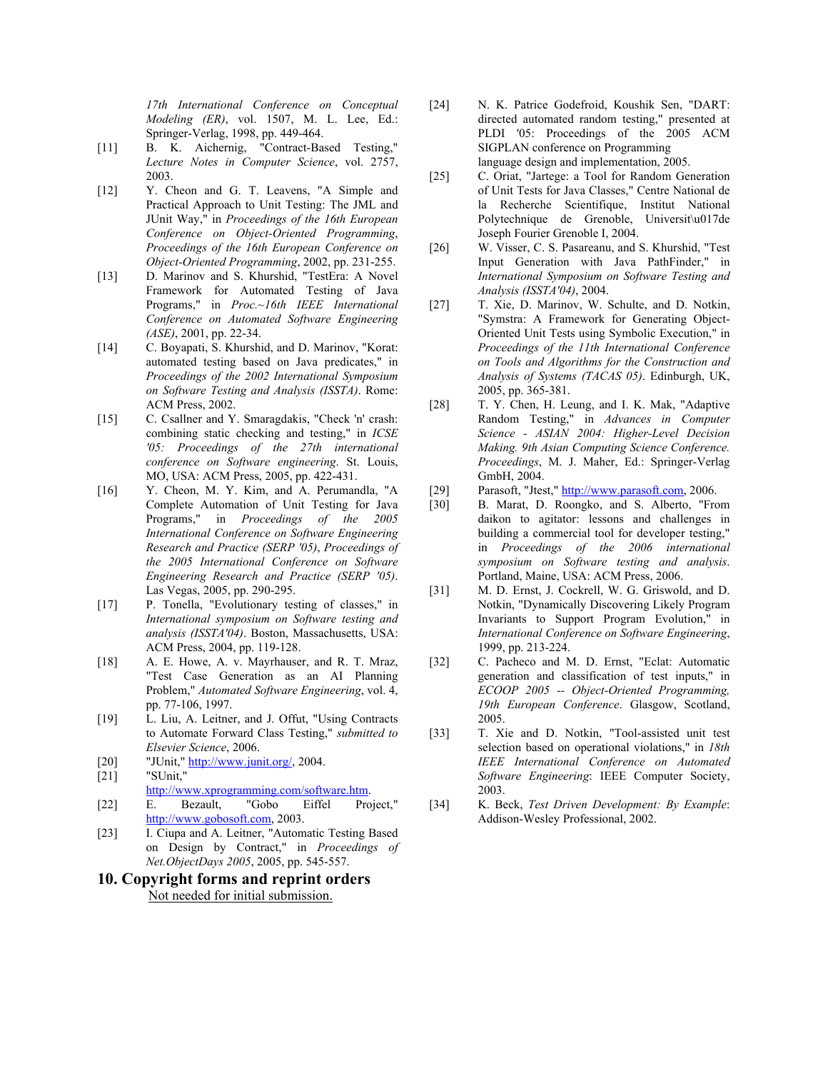*17th International Conference on Conceptual Modeling (ER)*, vol. 1507, M. L. Lee, Ed.: Springer-Verlag, 1998, pp. 449-464.

[11] B. K. Aichernig, "Contract-Based Testing," *Lecture Notes in Computer Science*, vol. 2757, 2003.

[12] Y. Cheon and G. T. Leavens, "A Simple and Practical Approach to Unit Testing: The JML and JUnit Way," in *Proceedings of the 16th European Conference on Object-Oriented Programming*, *Proceedings of the 16th European Conference on Object-Oriented Programming*, 2002, pp. 231-255.

[13] D. Marinov and S. Khurshid, "TestEra: A Novel Framework for Automated Testing of Java Programs," in *Proc.~16th IEEE International Conference on Automated Software Engineering (ASE)*, 2001, pp. 22-34.

[14] C. Boyapati, S. Khurshid, and D. Marinov, "Korat: automated testing based on Java predicates," in *Proceedings of the 2002 International Symposium on Software Testing and Analysis (ISSTA)*. Rome: ACM Press, 2002.

[15] C. Csallner and Y. Smaragdakis, "Check 'n' crash: combining static checking and testing," in *ICSE '05: Proceedings of the 27th international conference on Software engineering*. St. Louis, MO, USA: ACM Press, 2005, pp. 422-431.

[16] Y. Cheon, M. Y. Kim, and A. Perumandla, "A Complete Automation of Unit Testing for Java Programs," in *Proceedings of the 2005 International Conference on Software Engineering Research and Practice (SERP '05)*, *Proceedings of the 2005 International Conference on Software Engineering Research and Practice (SERP '05)*. Las Vegas, 2005, pp. 290-295.

[17] P. Tonella, "Evolutionary testing of classes," in *International symposium on Software testing and analysis (ISSTA'04)*. Boston, Massachusetts, USA: ACM Press, 2004, pp. 119-128.

[18] A. E. Howe, A. v. Mayrhauser, and R. T. Mraz, "Test Case Generation as an AI Planning Problem," *Automated Software Engineering*, vol. 4, pp. 77-106, 1997.

[19] L. Liu, A. Leitner, and J. Offut, "Using Contracts to Automate Forward Class Testing," *submitted to Elsevier Science*, 2006.

[20] "JUnit," http://www.junit.org/, 2004.

[21] "SUnit," http://www.xprogramming.com/software.htm.

[22] E. Bezault, "Gobo Eiffel Project," http://www.gobosoft.com, 2003.

[23] I. Ciupa and A. Leitner, "Automatic Testing Based on Design by Contract," in *Proceedings of Net.ObjectDays 2005*, 2005, pp. 545-557.

[24] N. K. Patrice Godefroid, Koushik Sen, "DART: directed automated random testing," presented at PLDI '05: Proceedings of the 2005 ACM SIGPLAN conference on Programming language design and implementation, 2005.

[25] C. Oriat, "Jartege: a Tool for Random Generation of Unit Tests for Java Classes," Centre National de la Recherche Scientifique, Institut National Polytechnique de Grenoble, Universit\u017de Joseph Fourier Grenoble I, 2004.

[26] W. Visser, C. S. Pasareanu, and S. Khurshid, "Test Input Generation with Java PathFinder," in *International Symposium on Software Testing and Analysis (ISSTA'04)*, 2004.

[27] T. Xie, D. Marinov, W. Schulte, and D. Notkin, "Symstra: A Framework for Generating Object-Oriented Unit Tests using Symbolic Execution," in *Proceedings of the 11th International Conference on Tools and Algorithms for the Construction and Analysis of Systems (TACAS 05)*. Edinburgh, UK, 2005, pp. 365-381.

[28] T. Y. Chen, H. Leung, and I. K. Mak, "Adaptive Random Testing," in *Advances in Computer Science - ASIAN 2004: Higher-Level Decision Making. 9th Asian Computing Science Conference. Proceedings*, M. J. Maher, Ed.: Springer-Verlag GmbH, 2004.

[29] Parasoft, "Jtest," http://www.parasoft.com, 2006.

[30] B. Marat, D. Roongko, and S. Alberto, "From daikon to agitator: lessons and challenges in building a commercial tool for developer testing," in *Proceedings of the 2006 international symposium on Software testing and analysis*. Portland, Maine, USA: ACM Press, 2006.

[31] M. D. Ernst, J. Cockrell, W. G. Griswold, and D. Notkin, "Dynamically Discovering Likely Program Invariants to Support Program Evolution," in *International Conference on Software Engineering*, 1999, pp. 213-224.

[32] C. Pacheco and M. D. Ernst, "Eclat: Automatic generation and classification of test inputs," in *ECOOP 2005 -- Object-Oriented Programming, 19th European Conference*. Glasgow, Scotland, 2005.

[33] T. Xie and D. Notkin, "Tool-assisted unit test selection based on operational violations," in *18th IEEE International Conference on Automated Software Engineering*: IEEE Computer Society, 2003.

[34] K. Beck, *Test Driven Development: By Example*: Addison-Wesley Professional, 2002.

# 10. Copyright forms and reprint orders

Not needed for initial submission.